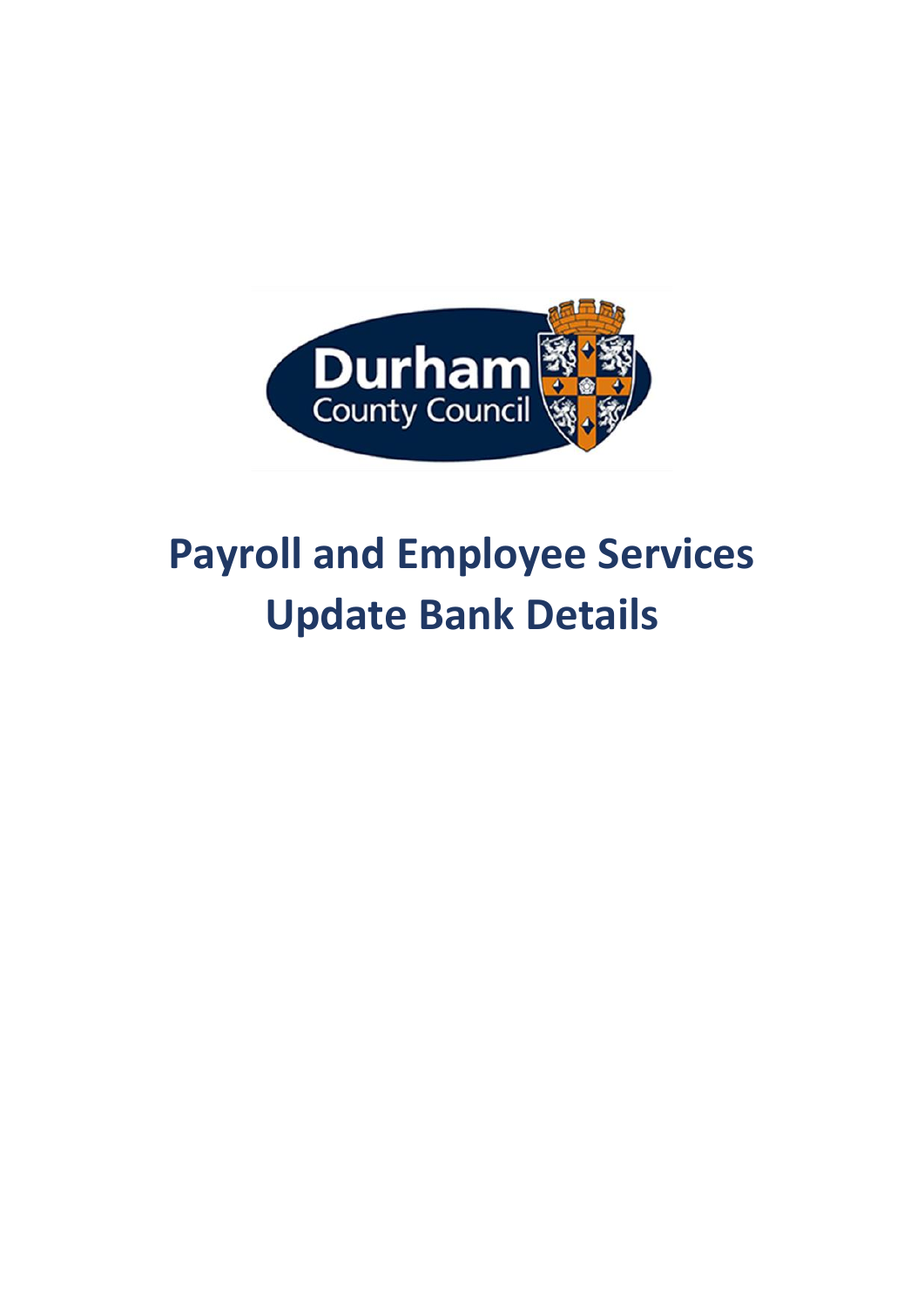# Payroll and Employee Services
# Update Bank Details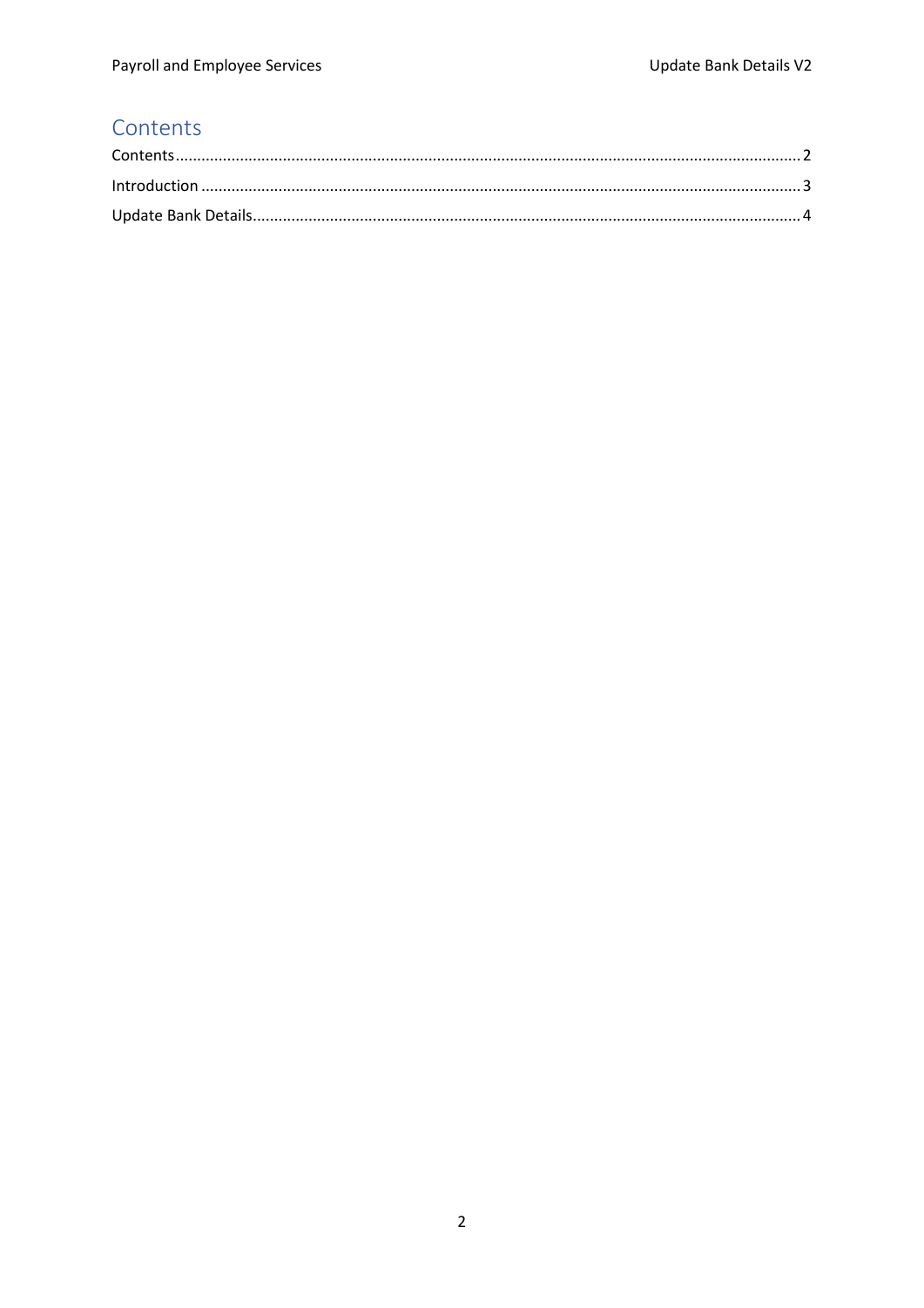## Contents

Contents ........................................................ 2

Introduction ........................................................ 3

Update Bank Details ........................................................ 4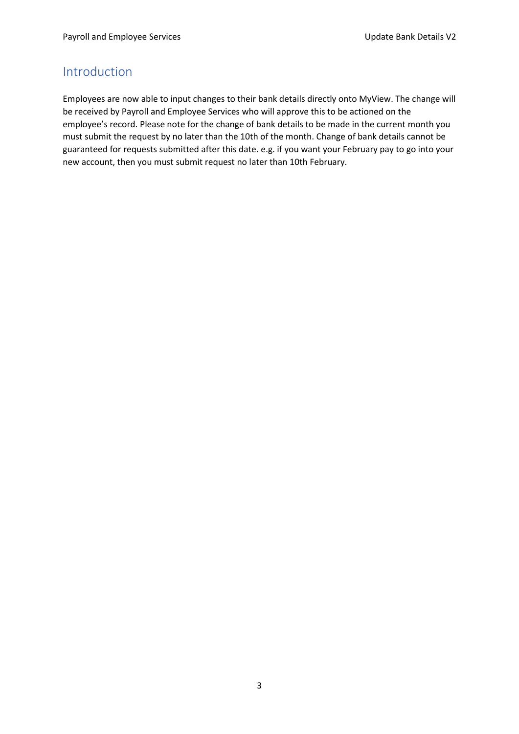## Introduction

Employees are now able to input changes to their bank details directly onto MyView. The change will be received by Payroll and Employee Services who will approve this to be actioned on the employee's record. Please note for the change of bank details to be made in the current month you must submit the request by no later than the 10th of the month. Change of bank details cannot be guaranteed for requests submitted after this date. e.g. if you want your February pay to go into your new account, then you must submit request no later than 10th February.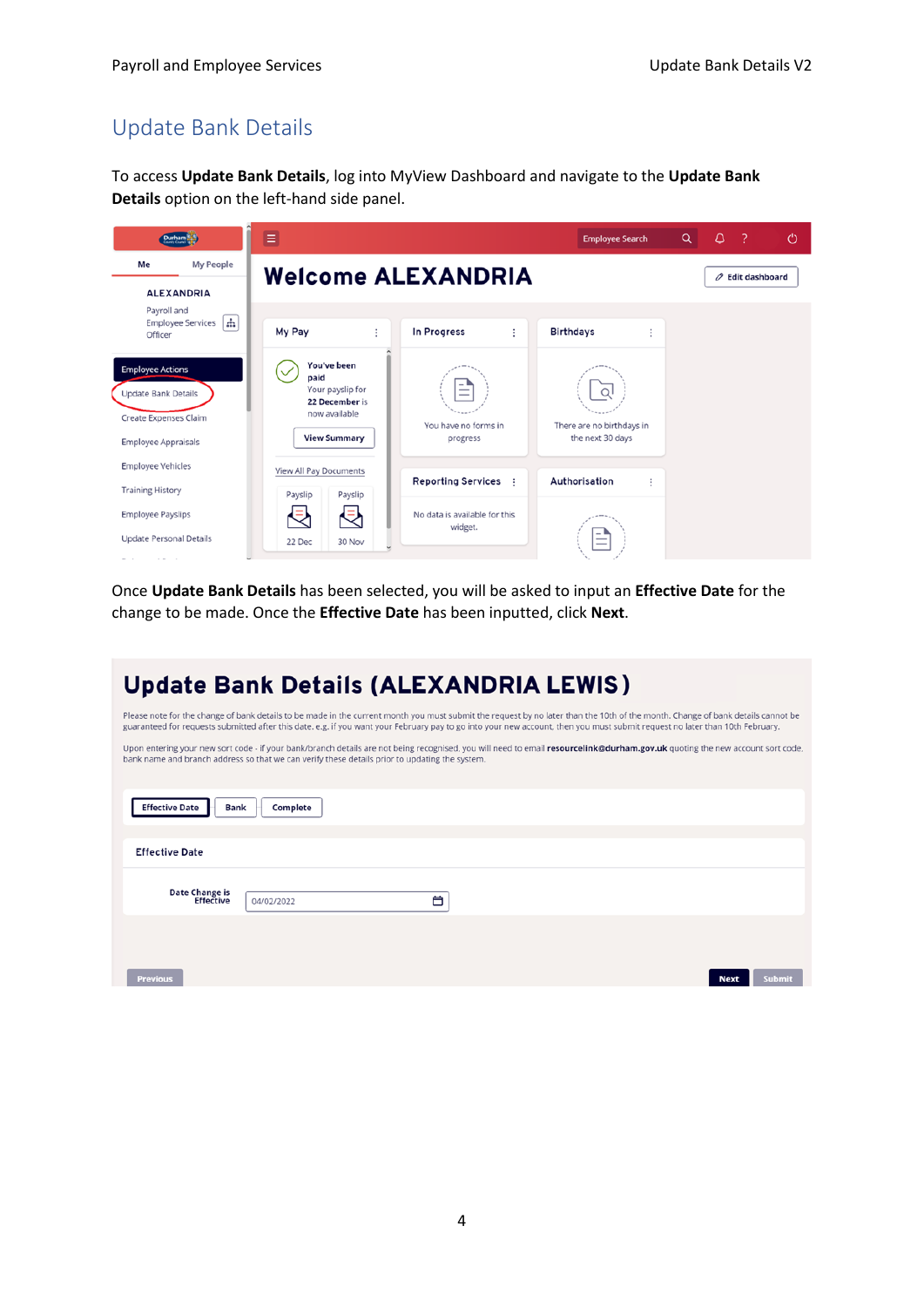# Update Bank Details

To access **Update Bank Details**, log into MyView Dashboard and navigate to the **Update Bank Details** option on the left-hand side panel.

Once **Update Bank Details** has been selected, you will be asked to input an **Effective Date** for the change to be made. Once the **Effective Date** has been inputted, click **Next**.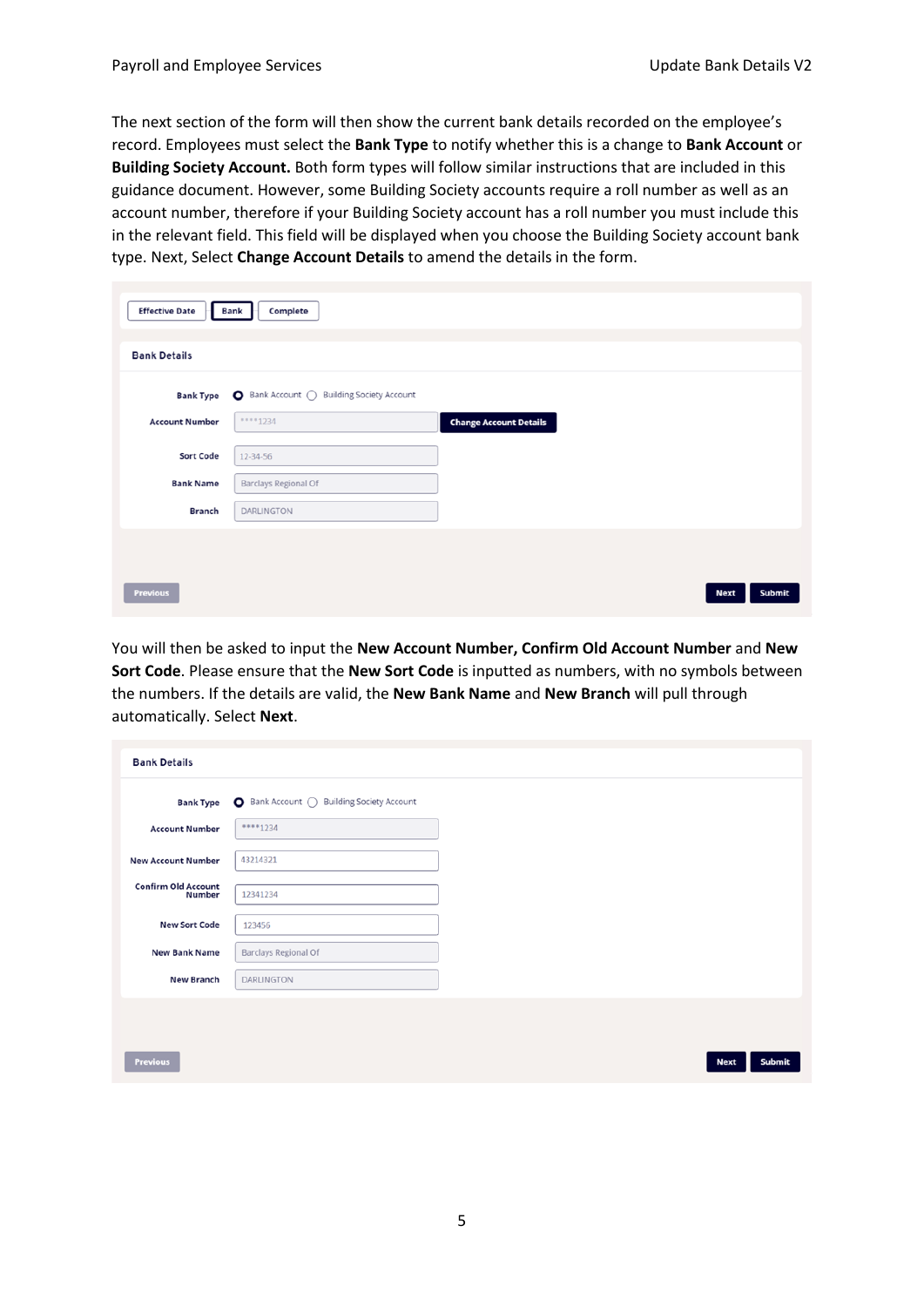The next section of the form will then show the current bank details recorded on the employee's record. Employees must select the **Bank Type** to notify whether this is a change to **Bank Account** or **Building Society Account.** Both form types will follow similar instructions that are included in this guidance document. However, some Building Society accounts require a roll number as well as an account number, therefore if your Building Society account has a roll number you must include this in the relevant field. This field will be displayed when you choose the Building Society account bank type. Next, Select **Change Account Details** to amend the details in the form.

You will then be asked to input the **New Account Number, Confirm Old Account Number** and **New Sort Code**. Please ensure that the **New Sort Code** is inputted as numbers, with no symbols between the numbers. If the details are valid, the **New Bank Name** and **New Branch** will pull through automatically. Select **Next**.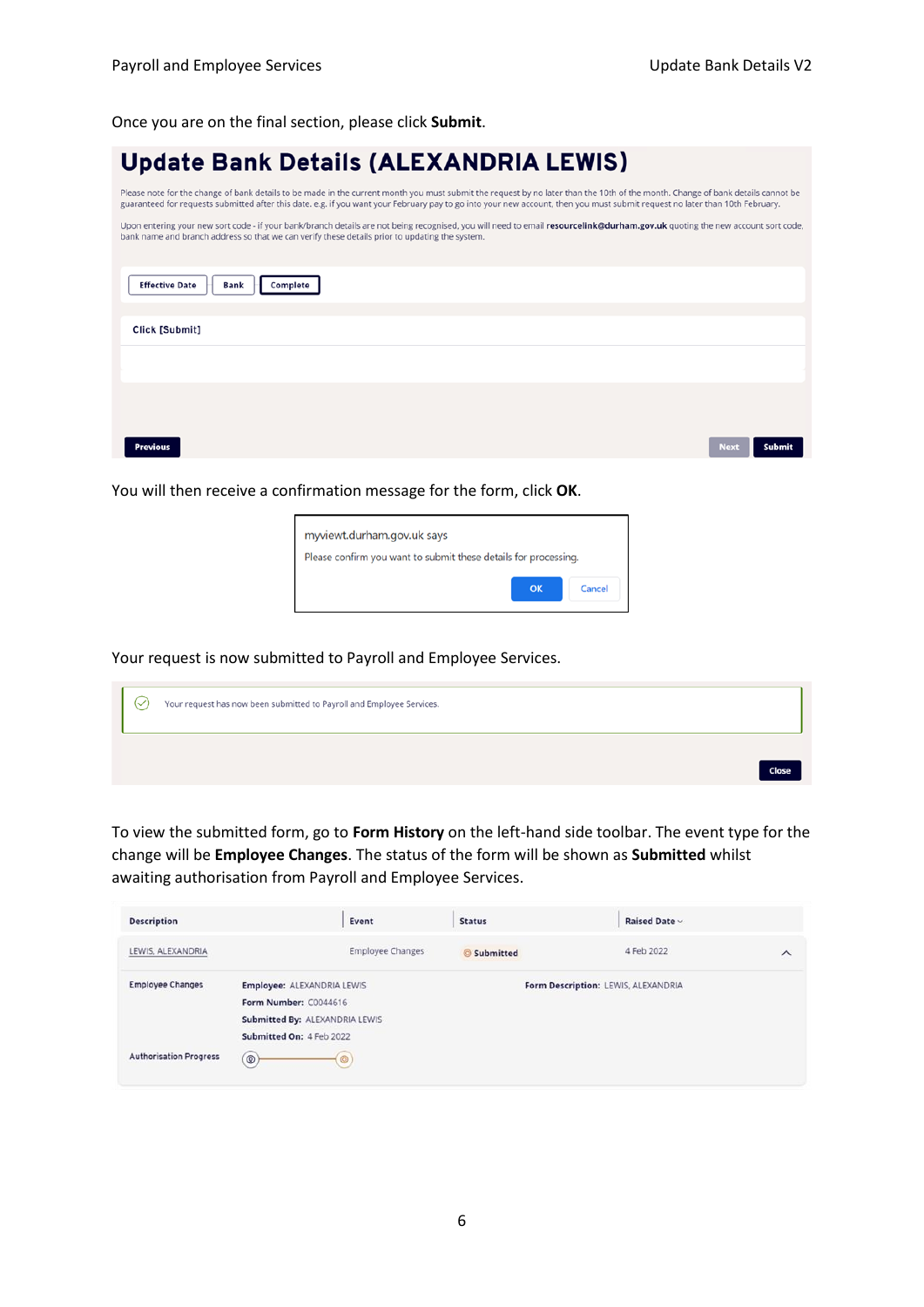Once you are on the final section, please click **Submit**.

# Update Bank Details (ALEXANDRIA LEWIS)

Please note for the change of bank details to be made in the current month you must submit the request by no later than the 10th of the month. Change of bank details cannot be guaranteed for requests submitted after this date. e.g. if you want your February pay to go into your new account, then you must submit request no later than 10th February.

Upon entering your new sort code - if your bank/branch details are not being recognised, you will need to email **resourcelink@durham.gov.uk** quoting the new account sort code, bank name and branch address so that we can verify these details prior to updating the system.

Effective Date | Bank | Complete

Click [Submit]

Previous | Next | Submit

You will then receive a confirmation message for the form, click **OK**.

myviewt.durham.gov.uk says

Please confirm you want to submit these details for processing.

OK | Cancel

Your request is now submitted to Payroll and Employee Services.

Your request has now been submitted to Payroll and Employee Services.

Close

To view the submitted form, go to **Form History** on the left-hand side toolbar. The event type for the change will be **Employee Changes**. The status of the form will be shown as **Submitted** whilst awaiting authorisation from Payroll and Employee Services.

| Description | Event | Status | Raised Date |
|---|---|---|---|
| LEWIS, ALEXANDRIA | Employee Changes | Submitted | 4 Feb 2022 |

Employee Changes

**Employee:** ALEXANDRIA LEWIS
**Form Number:** C0044616
**Submitted By:** ALEXANDRIA LEWIS
**Submitted On:** 4 Feb 2022

**Form Description:** LEWIS, ALEXANDRIA

Authorisation Progress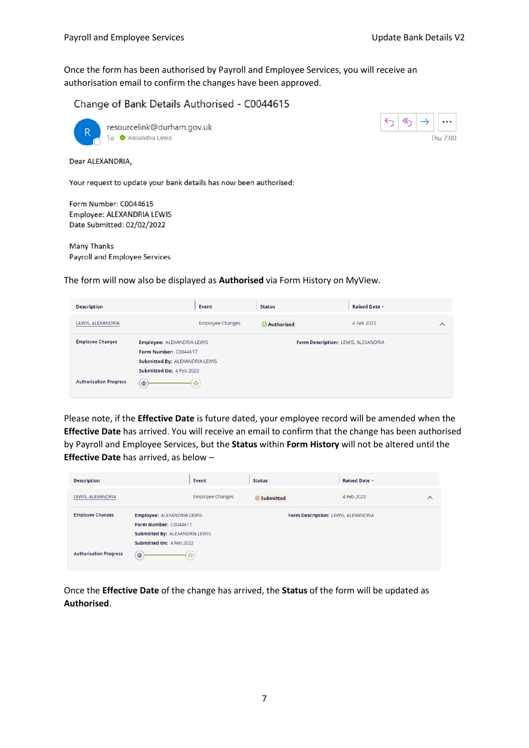Once the form has been authorised by Payroll and Employee Services, you will receive an authorisation email to confirm the changes have been approved.

Change of Bank Details Authorised - C0044615

resourcelink@durham.gov.uk
To Alexandria Lewis
Thu 7:00

Dear ALEXANDRIA,

Your request to update your bank details has now been authorised:

Form Number: C0044615
Employee: ALEXANDRIA LEWIS
Date Submitted: 02/02/2022

Many Thanks
Payroll and Employee Services

The form will now also be displayed as **Authorised** via Form History on MyView.

| Description | Event | Status | Raised Date |
|---|---|---|---|
| LEWIS, ALEXANDRIA | Employee Changes | Authorised | 4 Feb 2022 |

Employee Changes
Employee: ALEXANDRIA LEWIS
Form Number: C0044617
Submitted By: ALEXANDRIA LEWIS
Submitted On: 4 Feb 2022
Form Description: LEWIS, ALEXANDRIA
Authorisation Progress

Please note, if the **Effective Date** is future dated, your employee record will be amended when the **Effective Date** has arrived. You will receive an email to confirm that the change has been authorised by Payroll and Employee Services, but the **Status** within **Form History** will not be altered until the **Effective Date** has arrived, as below –

| Description | Event | Status | Raised Date |
|---|---|---|---|
| LEWIS, ALEXANDRIA | Employee Changes | Submitted | 4 Feb 2022 |

Employee Changes
Employee: ALEXANDRIA LEWIS
Form Number: C0044617
Submitted By: ALEXANDRIA LEWIS
Submitted On: 4 Feb 2022
Form Description: LEWIS, ALEXANDRIA
Authorisation Progress

Once the **Effective Date** of the change has arrived, the **Status** of the form will be updated as **Authorised**.